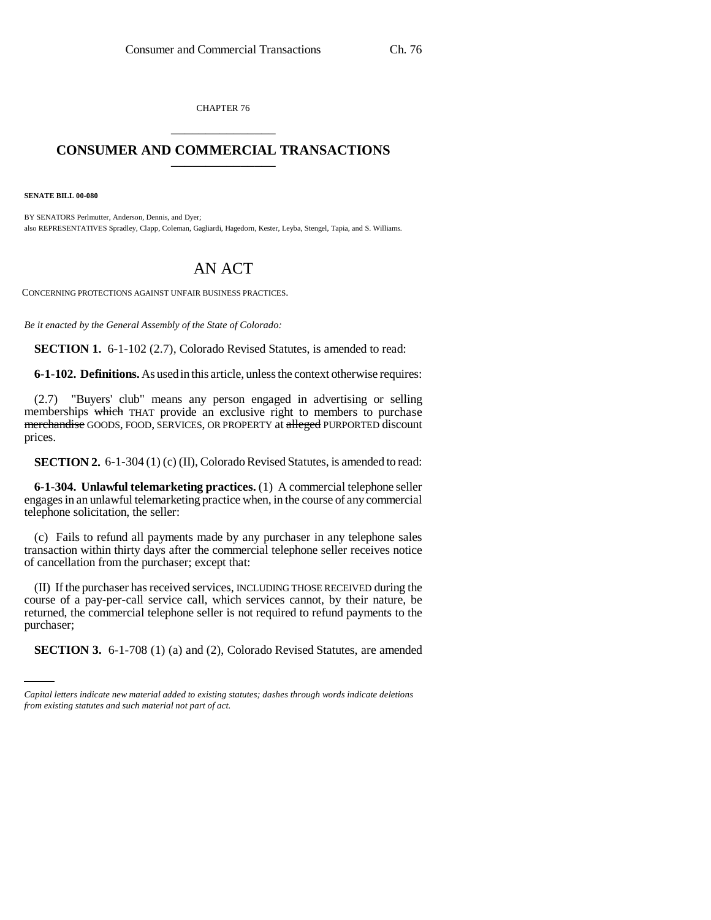CHAPTER 76

# CONSUMER AND COMMERCIAL TRANSACTIONS

**SENATE BILL 00-080**

BY SENATORS Perlmutter, Anderson, Dennis, and Dyer;
also REPRESENTATIVES Spradley, Clapp, Coleman, Gagliardi, Hagedorn, Kester, Leyba, Stengel, Tapia, and S. Williams.

# AN ACT

CONCERNING PROTECTIONS AGAINST UNFAIR BUSINESS PRACTICES.

*Be it enacted by the General Assembly of the State of Colorado:*

**SECTION 1.** 6-1-102 (2.7), Colorado Revised Statutes, is amended to read:

**6-1-102. Definitions.** As used in this article, unless the context otherwise requires:

(2.7) "Buyers' club" means any person engaged in advertising or selling memberships ~~which~~ THAT provide an exclusive right to members to purchase ~~merchandise~~ GOODS, FOOD, SERVICES, OR PROPERTY at ~~alleged~~ PURPORTED discount prices.

**SECTION 2.** 6-1-304 (1) (c) (II), Colorado Revised Statutes, is amended to read:

**6-1-304. Unlawful telemarketing practices.** (1) A commercial telephone seller engages in an unlawful telemarketing practice when, in the course of any commercial telephone solicitation, the seller:

(c) Fails to refund all payments made by any purchaser in any telephone sales transaction within thirty days after the commercial telephone seller receives notice of cancellation from the purchaser; except that:

(II) If the purchaser has received services, INCLUDING THOSE RECEIVED during the course of a pay-per-call service call, which services cannot, by their nature, be returned, the commercial telephone seller is not required to refund payments to the purchaser;

**SECTION 3.** 6-1-708 (1) (a) and (2), Colorado Revised Statutes, are amended

*Capital letters indicate new material added to existing statutes; dashes through words indicate deletions from existing statutes and such material not part of act.*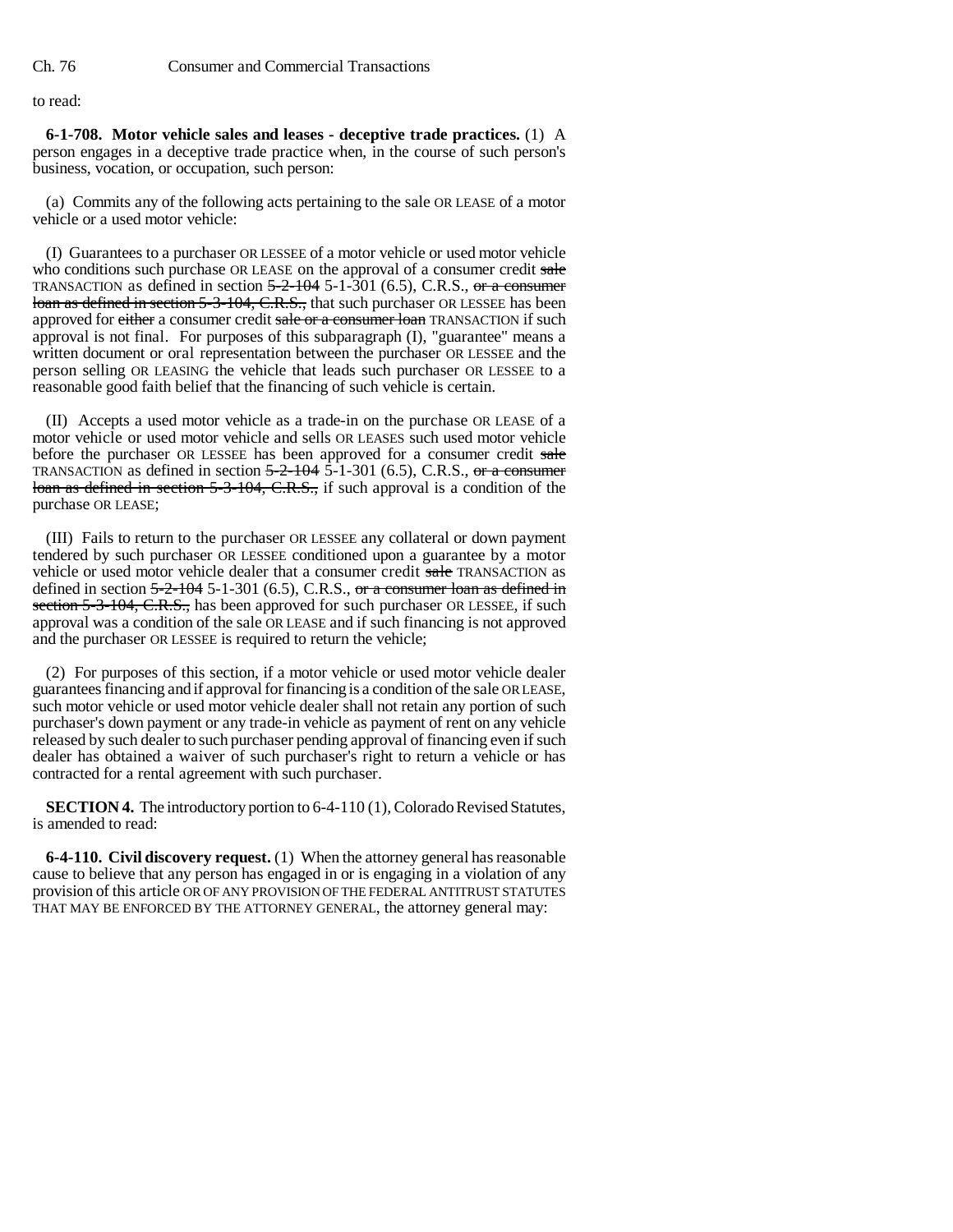to read:

**6-1-708. Motor vehicle sales and leases - deceptive trade practices.** (1) A person engages in a deceptive trade practice when, in the course of such person's business, vocation, or occupation, such person:

(a) Commits any of the following acts pertaining to the sale OR LEASE of a motor vehicle or a used motor vehicle:

(I) Guarantees to a purchaser OR LESSEE of a motor vehicle or used motor vehicle who conditions such purchase OR LEASE on the approval of a consumer credit ~~sale~~ TRANSACTION as defined in section ~~5-2-104~~ 5-1-301 (6.5), C.R.S., ~~or a consumer loan as defined in section 5-3-104, C.R.S.,~~ that such purchaser OR LESSEE has been approved for ~~either~~ a consumer credit ~~sale or a consumer loan~~ TRANSACTION if such approval is not final. For purposes of this subparagraph (I), "guarantee" means a written document or oral representation between the purchaser OR LESSEE and the person selling OR LEASING the vehicle that leads such purchaser OR LESSEE to a reasonable good faith belief that the financing of such vehicle is certain.

(II) Accepts a used motor vehicle as a trade-in on the purchase OR LEASE of a motor vehicle or used motor vehicle and sells OR LEASES such used motor vehicle before the purchaser OR LESSEE has been approved for a consumer credit ~~sale~~ TRANSACTION as defined in section ~~5-2-104~~ 5-1-301 (6.5), C.R.S., ~~or a consumer loan as defined in section 5-3-104, C.R.S.,~~ if such approval is a condition of the purchase OR LEASE;

(III) Fails to return to the purchaser OR LESSEE any collateral or down payment tendered by such purchaser OR LESSEE conditioned upon a guarantee by a motor vehicle or used motor vehicle dealer that a consumer credit ~~sale~~ TRANSACTION as defined in section ~~5-2-104~~ 5-1-301 (6.5), C.R.S., ~~or a consumer loan as defined in section 5-3-104, C.R.S.,~~ has been approved for such purchaser OR LESSEE, if such approval was a condition of the sale OR LEASE and if such financing is not approved and the purchaser OR LESSEE is required to return the vehicle;

(2) For purposes of this section, if a motor vehicle or used motor vehicle dealer guarantees financing and if approval for financing is a condition of the sale OR LEASE, such motor vehicle or used motor vehicle dealer shall not retain any portion of such purchaser's down payment or any trade-in vehicle as payment of rent on any vehicle released by such dealer to such purchaser pending approval of financing even if such dealer has obtained a waiver of such purchaser's right to return a vehicle or has contracted for a rental agreement with such purchaser.

**SECTION 4.** The introductory portion to 6-4-110 (1), Colorado Revised Statutes, is amended to read:

**6-4-110. Civil discovery request.** (1) When the attorney general has reasonable cause to believe that any person has engaged in or is engaging in a violation of any provision of this article OR OF ANY PROVISION OF THE FEDERAL ANTITRUST STATUTES THAT MAY BE ENFORCED BY THE ATTORNEY GENERAL, the attorney general may: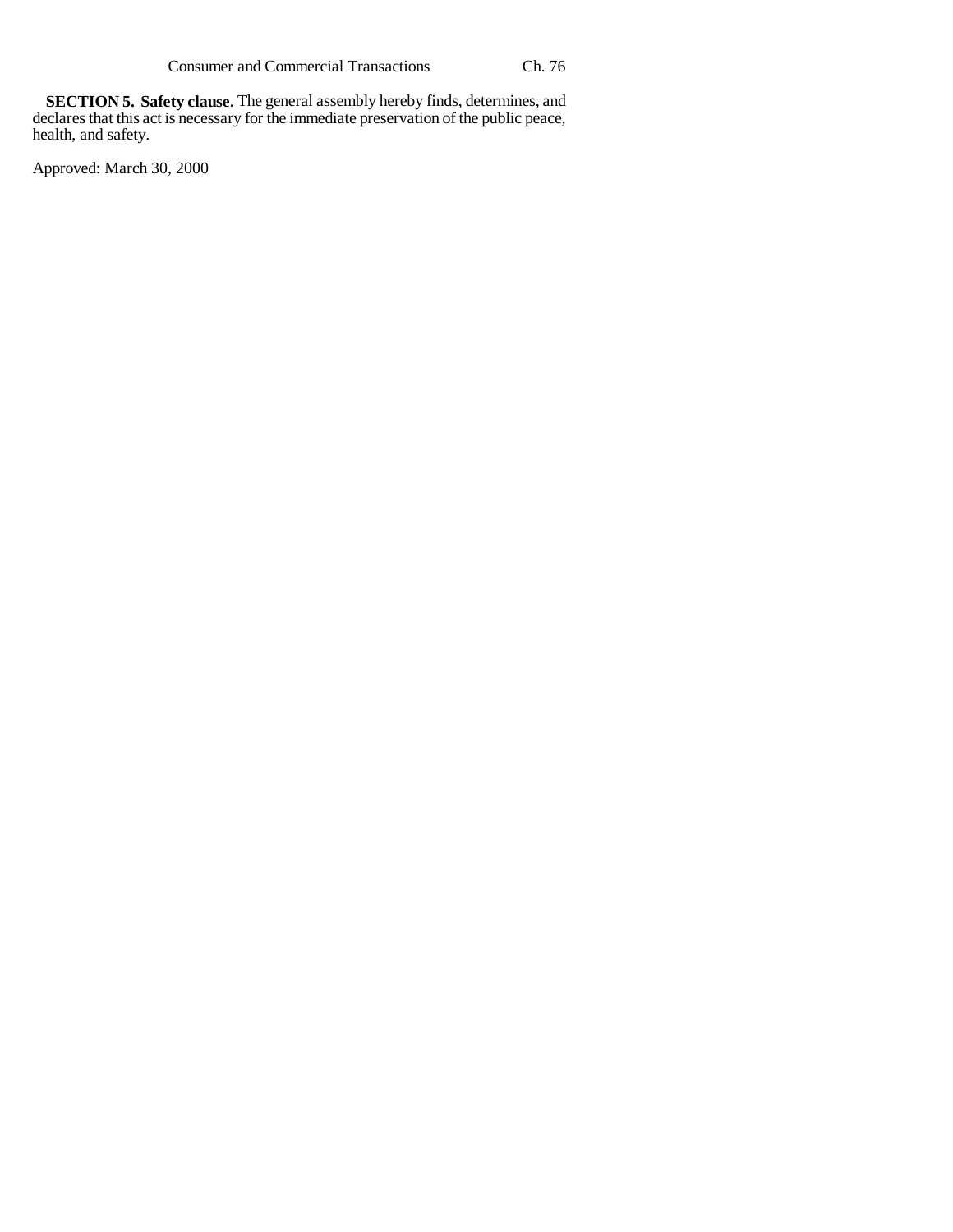**SECTION 5. Safety clause.** The general assembly hereby finds, determines, and declares that this act is necessary for the immediate preservation of the public peace, health, and safety.

Approved: March 30, 2000